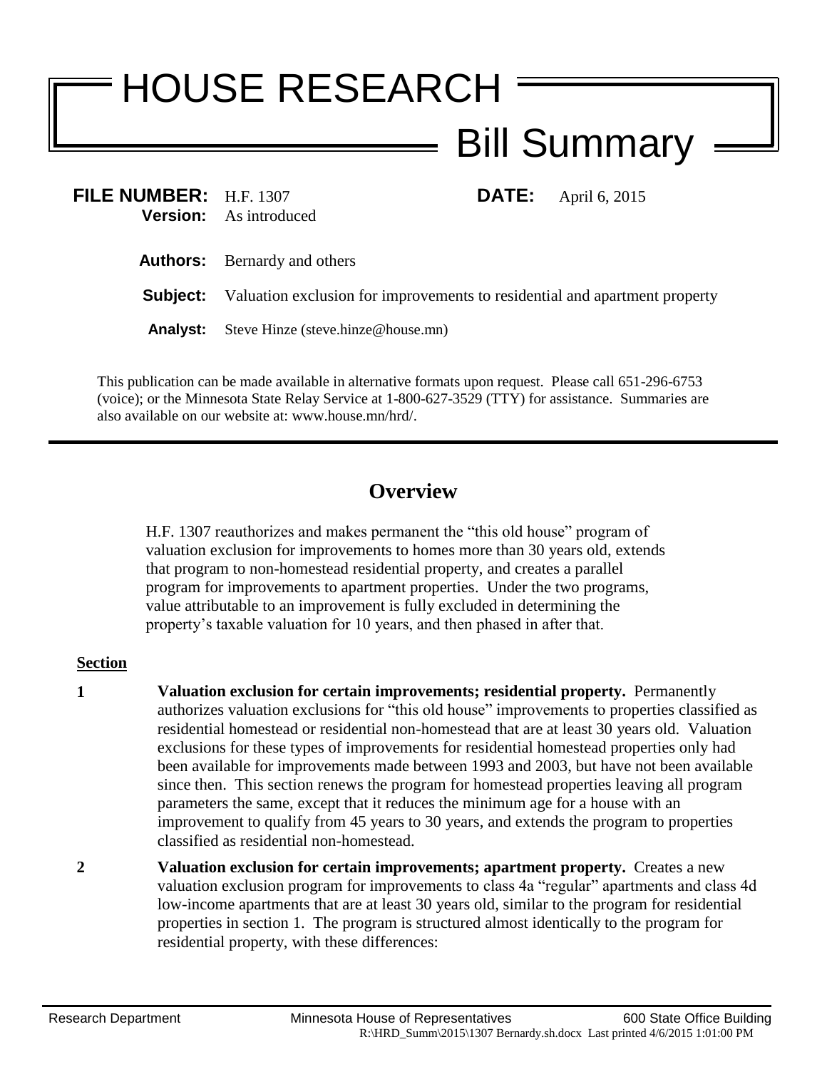# HOUSE RESEARCH

## Bill Summary

**FILE NUMBER:** H.F. 1307 **DATE:** April 6, 2015
**Version:** As introduced

**Authors:** Bernardy and others

**Subject:** Valuation exclusion for improvements to residential and apartment property

**Analyst:** Steve Hinze (steve.hinze@house.mn)

This publication can be made available in alternative formats upon request. Please call 651-296-6753 (voice); or the Minnesota State Relay Service at 1-800-627-3529 (TTY) for assistance. Summaries are also available on our website at: www.house.mn/hrd/.

---

## Overview

H.F. 1307 reauthorizes and makes permanent the "this old house" program of valuation exclusion for improvements to homes more than 30 years old, extends that program to non-homestead residential property, and creates a parallel program for improvements to apartment properties. Under the two programs, value attributable to an improvement is fully excluded in determining the property's taxable valuation for 10 years, and then phased in after that.

**Section**

**1** **Valuation exclusion for certain improvements; residential property.** Permanently authorizes valuation exclusions for "this old house" improvements to properties classified as residential homestead or residential non-homestead that are at least 30 years old. Valuation exclusions for these types of improvements for residential homestead properties only had been available for improvements made between 1993 and 2003, but have not been available since then. This section renews the program for homestead properties leaving all program parameters the same, except that it reduces the minimum age for a house with an improvement to qualify from 45 years to 30 years, and extends the program to properties classified as residential non-homestead.

**2** **Valuation exclusion for certain improvements; apartment property.** Creates a new valuation exclusion program for improvements to class 4a "regular" apartments and class 4d low-income apartments that are at least 30 years old, similar to the program for residential properties in section 1. The program is structured almost identically to the program for residential property, with these differences: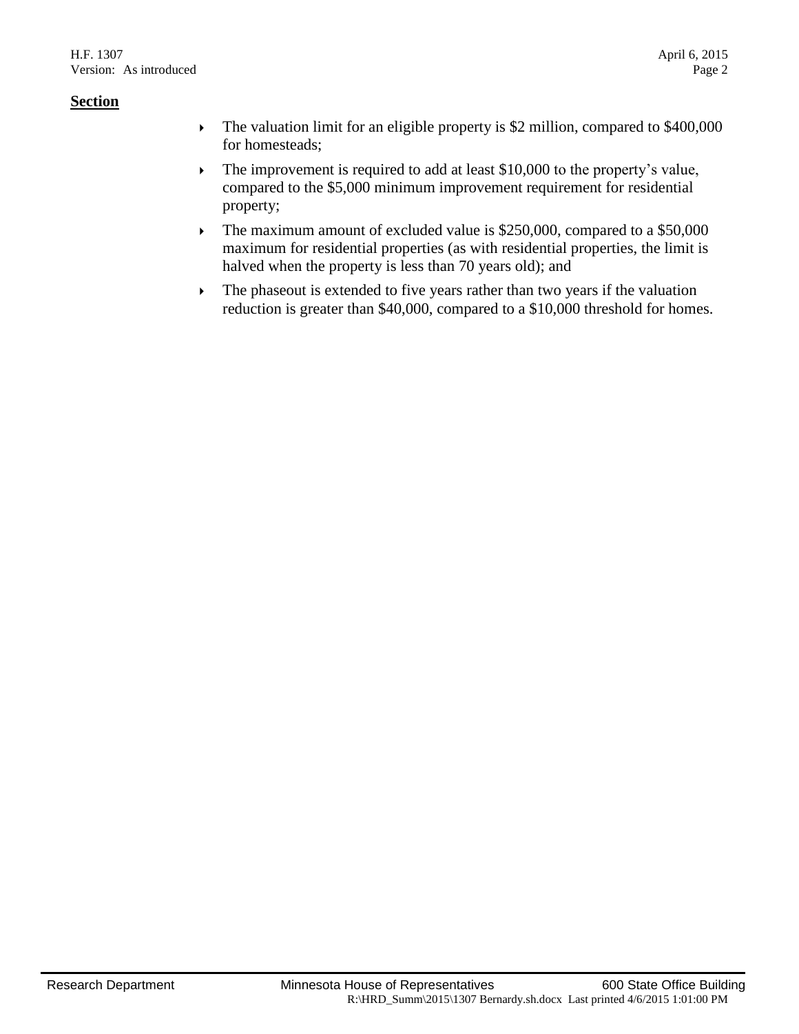**Section**

- The valuation limit for an eligible property is $2 million, compared to $400,000 for homesteads;
- The improvement is required to add at least $10,000 to the property's value, compared to the $5,000 minimum improvement requirement for residential property;
- The maximum amount of excluded value is $250,000, compared to a $50,000 maximum for residential properties (as with residential properties, the limit is halved when the property is less than 70 years old); and
- The phaseout is extended to five years rather than two years if the valuation reduction is greater than $40,000, compared to a $10,000 threshold for homes.